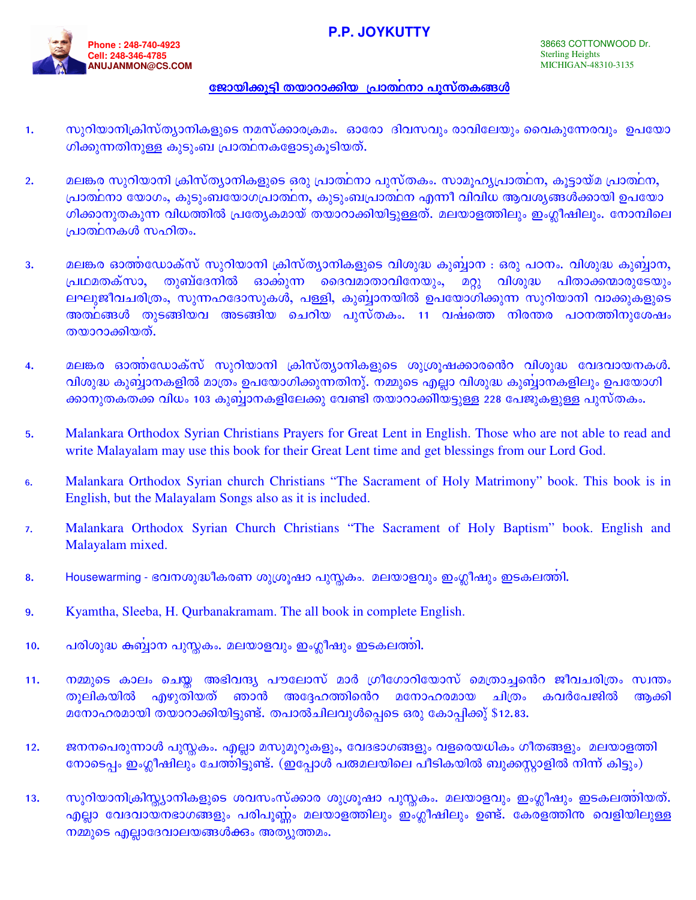# P.P. JOYKUTTY

Phone : 248-740-4923
Cell: 248-346-4785
ANUJANMON@CS.COM

38663 COTTONWOOD Dr.
Sterling Heights
MICHIGAN-48310-3135

## ജോയിക്കുട്ടി തയാറാക്കിയ പ്രാർഥനാ പുസ്തകങ്ങൾ

1. സുറിയാനിക്രിസ്ത്യാനികളുടെ നമസ്ക്കാരക്രമം. ഓരോ ദിവസവും രാവിലേയും വൈകുന്നേരവും ഉപയോഗിക്കുന്നതിനുള്ള കുടുംബ പ്രാർഥനകളോടുകൂടിയത്.

2. മലങ്കര സുറിയാനി ക്രിസ്ത്യാനികളുടെ ഒരു പ്രാർഥനാ പുസ്തകം. സാമൂഹ്യപ്രാർഥന, കൂട്ടായ്മ പ്രാർഥന, പ്രാർഥനാ യോഗം, കുടുംബയോഗപ്രാർഥന, കുടുംബപ്രാർഥന എന്നീ വിവിധ ആവശ്യങ്ങൾക്കായി ഉപയോഗിക്കാനുതകുന്ന വിധത്തിൽ പ്രത്യേകമായ് തയാറാക്കിയിട്ടുള്ളത്. മലയാളത്തിലും ഇംഗ്ലീഷിലും. നോമ്പിലെ പ്രാർഥനകൾ സഹിതം.

3. മലങ്കര ഓർത്തഡോക്സ് സുറിയാനി ക്രിസ്ത്യാനികളുടെ വിശുദ്ധ കുബ്ബാന : ഒരു പഠനം. വിശുദ്ധ കുബ്ബാന, പ്രഥമതക്സാ, തുബ്ദേനിൽ ഓക്കുന്ന ദൈവമാതാവിനേയും, മറ്റു വിശുദ്ധ പിതാക്കന്മാരുടേയും ലഘുജീവചരിത്രം, സുന്നഹദോസുകൾ, പള്ളി, കുബ്ബാനയിൽ ഉപയോഗിക്കുന്ന സുറിയാനി വാക്കുകളുടെ അർഥങ്ങൾ തുടങ്ങിയവ അടങ്ങിയ ചെറിയ പുസ്തകം. 11 വർഷത്തെ നിരന്തര പഠനത്തിനുശേഷം തയാറാക്കിയത്.

4. മലങ്കര ഓർത്തഡോക്സ് സുറിയാനി ക്രിസ്ത്യാനികളുടെ ശുശ്രൂഷക്കാരന്റെ വിശുദ്ധ വേദവായനകൾ. വിശുദ്ധ കുബ്ബാനകളിൽ മാത്രം ഉപയോഗിക്കുന്നതിനു്. നമ്മുടെ എല്ലാ വിശുദ്ധ കുബ്ബാനകളിലും ഉപയോഗിക്കാനുതകതക്ക വിധം 103 കുബ്ബാനകളിലേക്കു വേണ്ടി തയാറാക്കിയിട്ടുള്ള 228 പേജുകളുള്ള പുസ്തകം.

5. Malankara Orthodox Syrian Christians Prayers for Great Lent in English. Those who are not able to read and write Malayalam may use this book for their Great Lent time and get blessings from our Lord God.

6. Malankara Orthodox Syrian church Christians "The Sacrament of Holy Matrimony" book. This book is in English, but the Malayalam Songs also as it is included.

7. Malankara Orthodox Syrian Church Christians "The Sacrament of Holy Baptism" book. English and Malayalam mixed.

8. Housewarming - ഭവനശുദ്ധീകരണ ശുശ്രൂഷാ പുസ്തകം. മലയാളവും ഇംഗ്ലീഷും ഇടകലർത്തി.

9. Kyamtha, Sleeba, H. Qurbanakramam. The all book in complete English.

10. പരിശുദ്ധ കുബ്ബാന പുസ്തകം. മലയാളവും ഇംഗ്ലീഷും ഇടകലർത്തി.

11. നമ്മുടെ കാലം ചെയ്ത അഭിവന്ദ്യ പൗലോസ് മാർ ഗ്രീഗോറിയോസ് മെത്രാച്ചന്റെ ജീവചരിത്രം സ്വന്തം തൂലികയിൽ എഴുതിയത് ഞാൻ അദ്ദേഹത്തിന്റെ മനോഹരമായ ചിത്രം കവർപേജിൽ ആക്കി മനോഹരമായി തയാറാക്കിയിട്ടുണ്ട്. തപാൽചിലവുൾപ്പെടെ ഒരു കോപ്പിക്ക് $12.83.

12. ജനനപെരുന്നാൾ പുസ്തകം. എല്ലാ മസുമൂറുകളും, വേദഭാഗങ്ങളും വളരെയധികം ഗീതങ്ങളും മലയാളത്തിനോടൊപ്പം ഇംഗ്ലീഷിലും ചേർത്തിട്ടുണ്ട്. (ഇപ്പോൾ പരുമലയിലെ പീടികയിൽ ബുക്കസ്റ്റാളിൽ നിന്ന് കിട്ടും)

13. സുറിയാനിക്രിസ്ത്യാനികളുടെ ശവസംസ്ക്കാര ശുശ്രൂഷാ പുസ്തകം. മലയാളവും ഇംഗ്ലീഷും ഇടകലർത്തിയത്. എല്ലാ വേദവായനഭാഗങ്ങളും പരിപൂർണ്ണം മലയാളത്തിലും ഇംഗ്ലീഷിലും ഉണ്ട്. കേരളത്തിനു വെളിയിലുള്ള നമ്മുടെ എല്ലാദേവാലയങ്ങൾക്കും അത്യുത്തമം.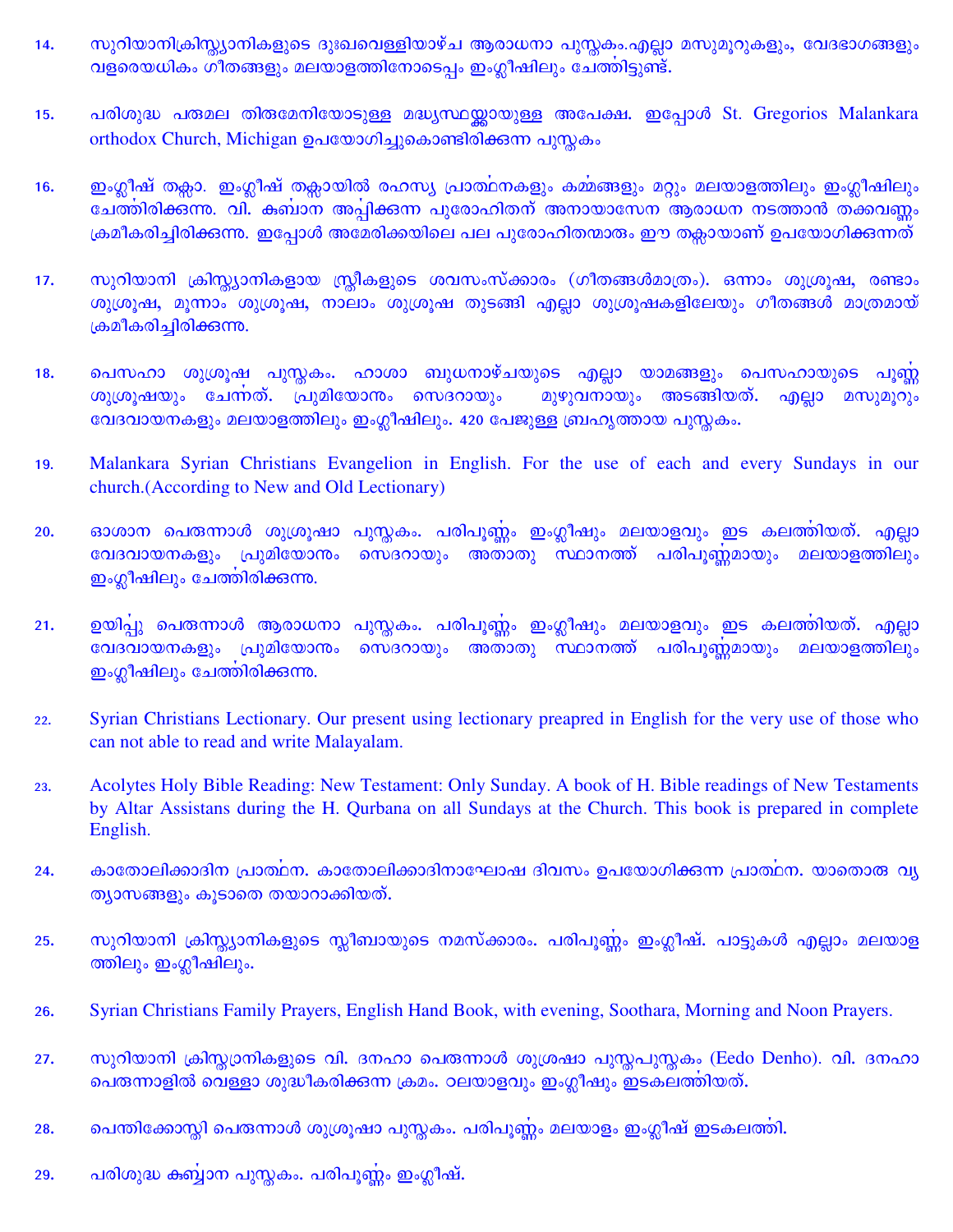14. സുറിയാനിക്രിസ്ത്യാനികളുടെ ദുഃഖവെള്ളിയാഴ്ച ആരാധനാ പുസ്തകം.എല്ലാ മസുമൂറുകളും, വേദഭാഗങ്ങളും വളരെയധികം ഗീതങ്ങളും മലയാളത്തിനോടൊപ്പം ഇംഗ്ലീഷിലും ചേർത്തിട്ടുണ്ട്.

15. പരിശുദ്ധ പരുമല തിരുമേനിയോടുള്ള മദ്ധ്യസ്ഥയ്ക്കായുള്ള അപേക്ഷ. ഇപ്പോൾ St. Gregorios Malankara orthodox Church, Michigan ഉപയോഗിച്ചുകൊണ്ടിരിക്കുന്ന പുസ്തകം

16. ഇംഗ്ലീഷ് തക്സാ. ഇംഗ്ലീഷ് തക്സായിൽ രഹസ്യ പ്രാർത്ഥനകളും കർമ്മങ്ങളും മറ്റും മലയാളത്തിലും ഇംഗ്ലീഷിലും ചേർത്തിരിക്കുന്നു. വി. കുർബാന അർപ്പിക്കുന്ന പുരോഹിതന് അനായാസേന ആരാധന നടത്താൻ തക്കവണ്ണം ക്രമീകരിച്ചിരിക്കുന്നു. ഇപ്പോൾ അമേരിക്കയിലെ പല പുരോഹിതന്മാരും ഈ തക്സായാണ് ഉപയോഗിക്കുന്നത്

17. സുറിയാനി ക്രിസ്ത്യാനികളായ സ്ത്രീകളുടെ ശവസംസ്ക്കാരം (ഗീതങ്ങൾമാത്രം). ഒന്നാം ശുശ്രൂഷ, രണ്ടാം ശുശ്രൂഷ, മൂന്നാം ശുശ്രൂഷ, നാലാം ശുശ്രൂഷ തുടങ്ങി എല്ലാ ശുശ്രൂഷകളിലേയും ഗീതങ്ങൾ മാത്രമായ് ക്രമീകരിച്ചിരിക്കുന്നു.

18. പെസഹാ ശുശ്രൂഷ പുസ്തകം. ഹാശാ ബുധനാഴ്ചയുടെ എല്ലാ യാമങ്ങളും പെസഹായുടെ പൂർണ്ണ ശുശ്രൂഷയും ചേർന്നത്. പ്രുമിയോനും സെദറായും മുഴുവനായും അടങ്ങിയത്. എല്ലാ മസുമൂറും വേദവായനകളും മലയാളത്തിലും ഇംഗ്ലീഷിലും. 420 പേജുള്ള ബൃഹൃത്തായ പുസ്തകം.

19. Malankara Syrian Christians Evangelion in English. For the use of each and every Sundays in our church.(According to New and Old Lectionary)

20. ഓശാന പെരുന്നാൾ ശുശ്രൂഷാ പുസ്തകം. പരിപൂർണ്ണം ഇംഗ്ലീഷും മലയാളവും ഇട കലർത്തിയത്. എല്ലാ വേദവായനകളും പ്രുമിയോനും സെദറായും അതാതു സ്ഥാനത്ത് പരിപൂർണ്ണമായും മലയാളത്തിലും ഇംഗ്ലീഷിലും ചേർത്തിരിക്കുന്നു.

21. ഉയിർപ്പു പെരുന്നാൾ ആരാധനാ പുസ്തകം. പരിപൂർണ്ണം ഇംഗ്ലീഷും മലയാളവും ഇട കലർത്തിയത്. എല്ലാ വേദവായനകളും പ്രുമിയോനും സെദറായും അതാതു സ്ഥാനത്ത് പരിപൂർണ്ണമായും മലയാളത്തിലും ഇംഗ്ലീഷിലും ചേർത്തിരിക്കുന്നു.

22. Syrian Christians Lectionary. Our present using lectionary preapred in English for the very use of those who can not able to read and write Malayalam.

23. Acolytes Holy Bible Reading: New Testament: Only Sunday. A book of H. Bible readings of New Testaments by Altar Assistans during the H. Qurbana on all Sundays at the Church. This book is prepared in complete English.

24. കാതോലിക്കാദിന പ്രാർത്ഥന. കാതോലിക്കാദിനാഘോഷ ദിവസം ഉപയോഗിക്കുന്ന പ്രാർത്ഥന. യാതൊരു വ്യത്യാസങ്ങളും കൂടാതെ തയാറാക്കിയത്.

25. സുറിയാനി ക്രിസ്ത്യാനികളുടെ സ്ലീബായുടെ നമസ്ക്കാരം. പരിപൂർണ്ണം ഇംഗ്ലീഷ്. പാട്ടുകൾ എല്ലാം മലയാളത്തിലും ഇംഗ്ലീഷിലും.

26. Syrian Christians Family Prayers, English Hand Book, with evening, Soothara, Morning and Noon Prayers.

27. സുറിയാനി ക്രിസ്ത്യാനികളുടെ വി. ദനഹാ പെരുന്നാൾ ശുശ്രഷാ പുസ്തപുസ്തകം (Eedo Denho). വി. ദനഹാ പെരുന്നാളിൽ വെള്ളാ ശുദ്ധീകരിക്കുന്ന ക്രമം. മലയാളവും ഇംഗ്ലീഷും ഇടകലർത്തിയത്.

28. പെന്തിക്കോസ്തി പെരുന്നാൾ ശുശ്രൂഷാ പുസ്തകം. പരിപൂർണ്ണം മലയാളം ഇംഗ്ലീഷ് ഇടകലർത്തി.

29. പരിശുദ്ധ കുർബ്ബാന പുസ്തകം. പരിപൂർണ്ണം ഇംഗ്ലീഷ്.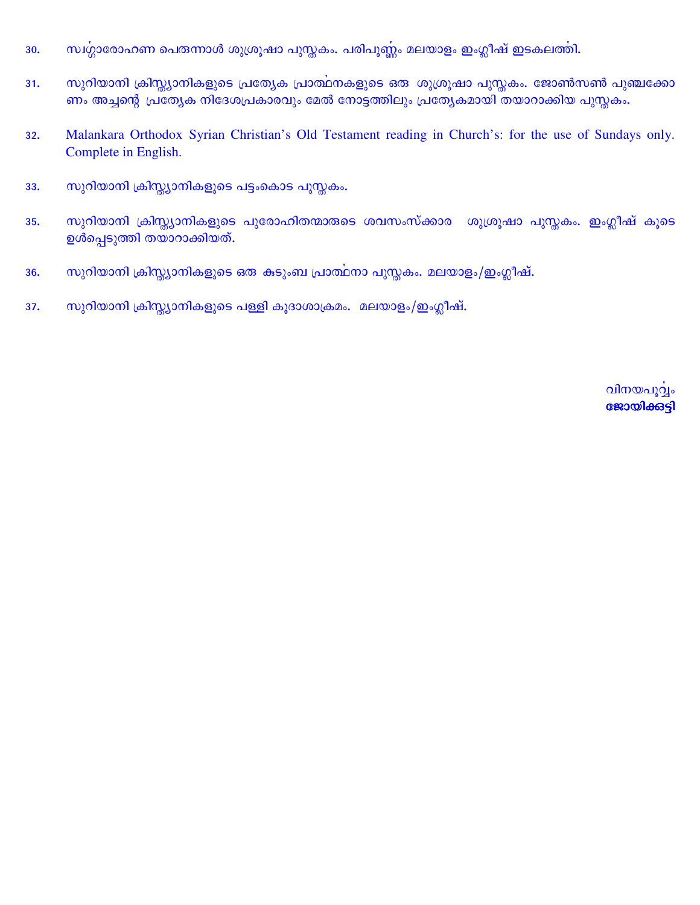30. സ്വർഗ്ഗാരോഹണ പെരുന്നാൾ ശുശ്രൂഷാ പുസ്തകം. പരിപൂർണ്ണം മലയാളം ഇംഗ്ലീഷ് ഇടകലർത്തി.

31. സുറിയാനി ക്രിസ്ത്യാനികളുടെ പ്രത്യേക പ്രാർത്ഥനകളുടെ ഒരു ശുശ്രൂഷാ പുസ്തകം. ജോൺസൺ പുഞ്ചക്കോണം അച്ചന്റെ പ്രത്യേക നിദേശപ്രകാരവും മേൽ നോട്ടത്തിലും പ്രത്യേകമായി തയാറാക്കിയ പുസ്തകം.

32. Malankara Orthodox Syrian Christian's Old Testament reading in Church's: for the use of Sundays only. Complete in English.

33. സുറിയാനി ക്രിസ്ത്യാനികളുടെ പട്ടംകൊട പുസ്തകം.

35. സുറിയാനി ക്രിസ്ത്യാനികളുടെ പുരോഹിതന്മാരുടെ ശവസംസ്കാര ശുശ്രൂഷാ പുസ്തകം. ഇംഗ്ലീഷ് കൂടെ ഉൾപ്പെടുത്തി തയാറാക്കിയത്.

36. സുറിയാനി ക്രിസ്ത്യാനികളുടെ ഒരു കുടുംബ പ്രാർത്ഥനാ പുസ്തകം. മലയാളം/ഇംഗ്ലീഷ്.

37. സുറിയാനി ക്രിസ്ത്യാനികളുടെ പള്ളി കൂദാശാക്രമം. മലയാളം/ഇംഗ്ലീഷ്.

വിനയപൂർവ്വം
**ജോയിക്കുട്ടി**